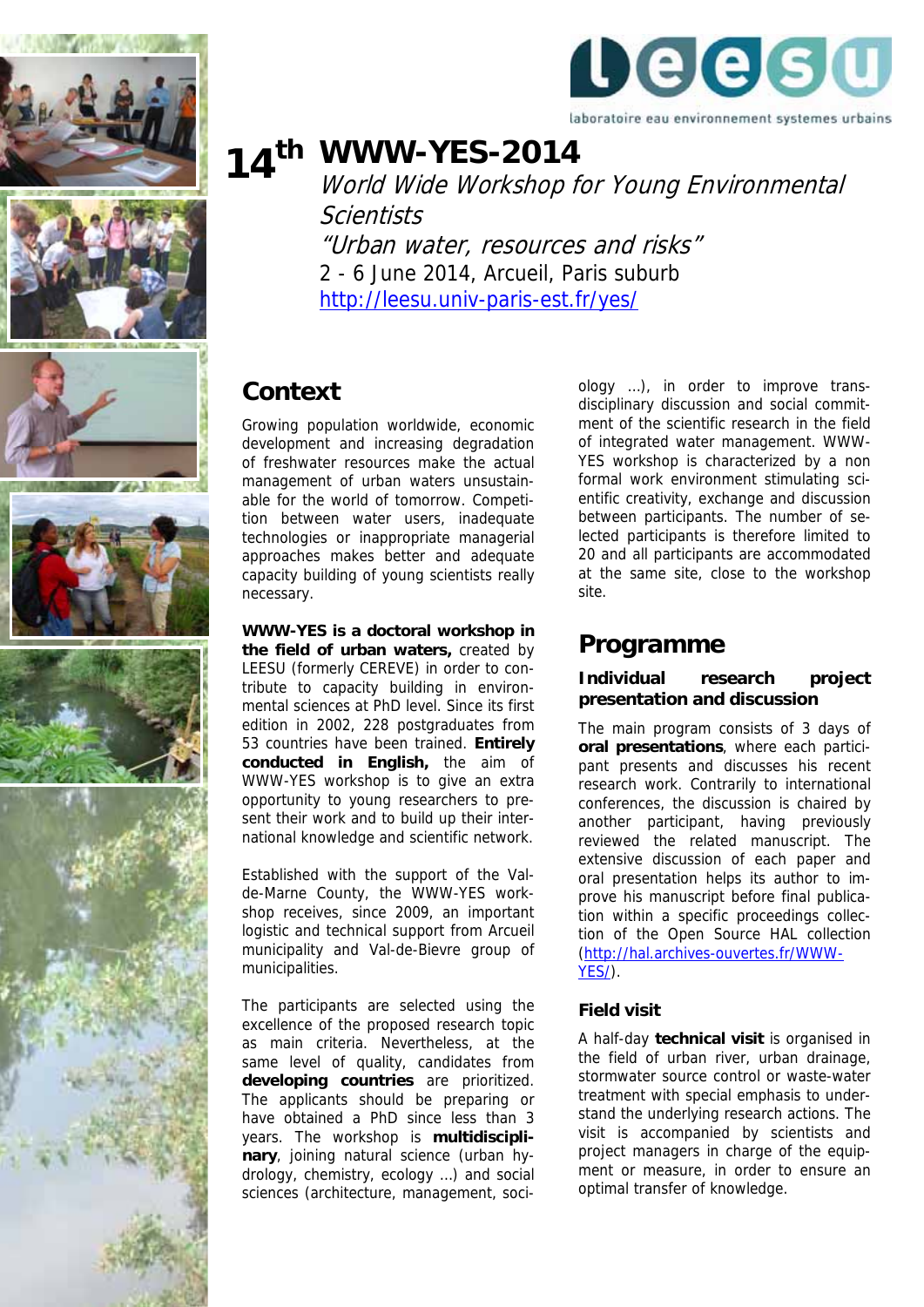leesu

laboratoire eau environnement systemes urbains

# 14th WWW-YES-2014

*World Wide Workshop for Young Environmental Scientists*

*"Urban water, resources and risks"*

2 - 6 June 2014, Arcueil, Paris suburb

http://leesu.univ-paris-est.fr/yes/

## Context

Growing population worldwide, economic development and increasing degradation of freshwater resources make the actual management of urban waters unsustainable for the world of tomorrow. Competition between water users, inadequate technologies or inappropriate managerial approaches makes better and adequate capacity building of young scientists really necessary.

**WWW-YES is a doctoral workshop in the field of urban waters,** created by LEESU (formerly CEREVE) in order to contribute to capacity building in environmental sciences at PhD level. Since its first edition in 2002, 228 postgraduates from 53 countries have been trained. **Entirely conducted in English,** the aim of WWW-YES workshop is to give an extra opportunity to young researchers to present their work and to build up their international knowledge and scientific network.

Established with the support of the Val-de-Marne County, the WWW-YES workshop receives, since 2009, an important logistic and technical support from Arcueil municipality and Val-de-Bievre group of municipalities.

The participants are selected using the excellence of the proposed research topic as main criteria. Nevertheless, at the same level of quality, candidates from **developing countries** are prioritized. The applicants should be preparing or have obtained a PhD since less than 3 years. The workshop is **multidisciplinary**, joining natural science (urban hydrology, chemistry, ecology ...) and social sciences (architecture, management, sociology ...), in order to improve trans-disciplinary discussion and social commitment of the scientific research in the field of integrated water management. WWW-YES workshop is characterized by a non formal work environment stimulating scientific creativity, exchange and discussion between participants. The number of selected participants is therefore limited to 20 and all participants are accommodated at the same site, close to the workshop site.

## Programme

### Individual research project presentation and discussion

The main program consists of 3 days of **oral presentations**, where each participant presents and discusses his recent research work. Contrarily to international conferences, the discussion is chaired by another participant, having previously reviewed the related manuscript. The extensive discussion of each paper and oral presentation helps its author to improve his manuscript before final publication within a specific proceedings collection of the Open Source HAL collection (http://hal.archives-ouvertes.fr/WWW-YES/).

### Field visit

A half-day **technical visit** is organised in the field of urban river, urban drainage, stormwater source control or waste-water treatment with special emphasis to understand the underlying research actions. The visit is accompanied by scientists and project managers in charge of the equipment or measure, in order to ensure an optimal transfer of knowledge.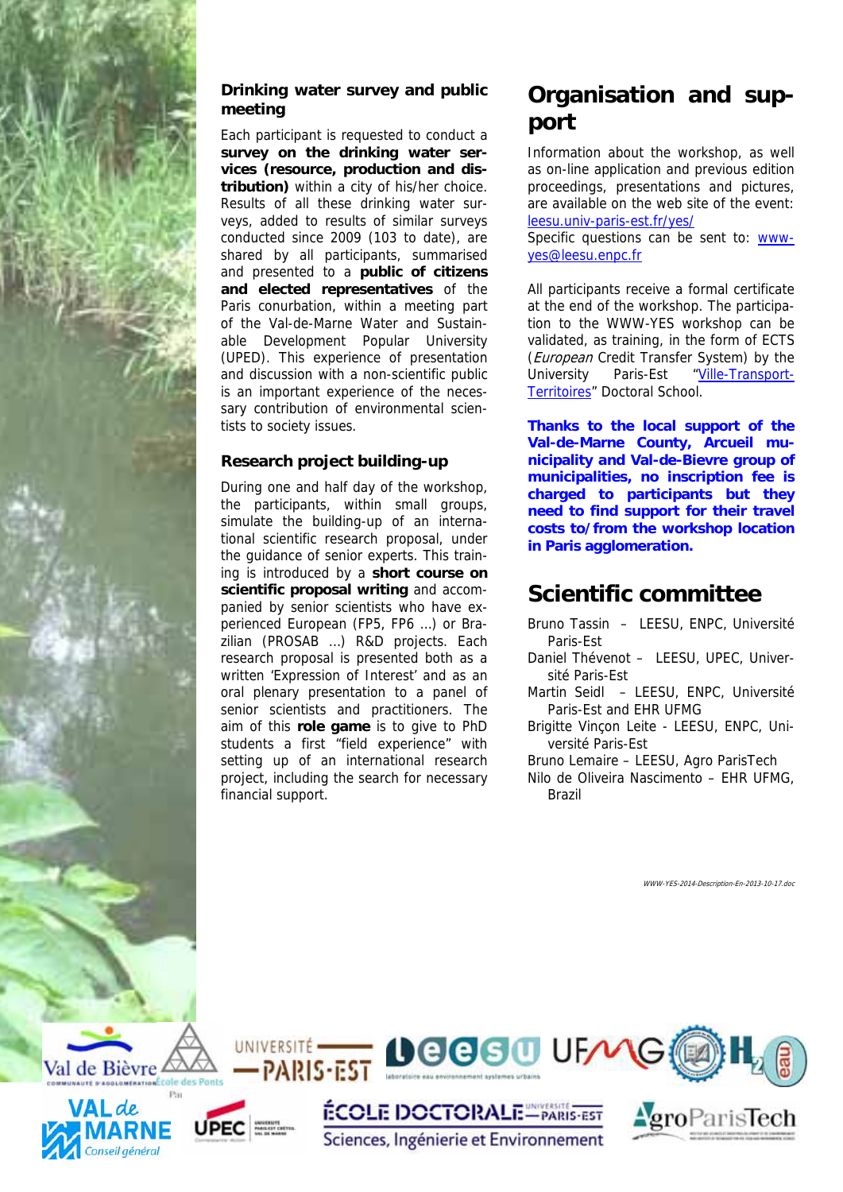### Drinking water survey and public meeting

Each participant is requested to conduct a **survey on the drinking water services (resource, production and distribution)** within a city of his/her choice. Results of all these drinking water surveys, added to results of similar surveys conducted since 2009 (103 to date), are shared by all participants, summarised and presented to a **public of citizens and elected representatives** of the Paris conurbation, within a meeting part of the Val-de-Marne Water and Sustainable Development Popular University (UPED). This experience of presentation and discussion with a non-scientific public is an important experience of the necessary contribution of environmental scientists to society issues.

### Research project building-up

During one and half day of the workshop, the participants, within small groups, simulate the building-up of an international scientific research proposal, under the guidance of senior experts. This training is introduced by a **short course on scientific proposal writing** and accompanied by senior scientists who have experienced European (FP5, FP6 ...) or Brazilian (PROSAB ...) R&D projects. Each research proposal is presented both as a written 'Expression of Interest' and as an oral plenary presentation to a panel of senior scientists and practitioners. The aim of this **role game** is to give to PhD students a first "field experience" with setting up of an international research project, including the search for necessary financial support.

## Organisation and support

Information about the workshop, as well as on-line application and previous edition proceedings, presentations and pictures, are available on the web site of the event: [leesu.univ-paris-est.fr/yes/](leesu.univ-paris-est.fr/yes/)
Specific questions can be sent to: [www-yes@leesu.enpc.fr](mailto:www-yes@leesu.enpc.fr)

All participants receive a formal certificate at the end of the workshop. The participation to the WWW-YES workshop can be validated, as training, in the form of ECTS (*European* Credit Transfer System) by the University Paris-Est "Ville-Transport-Territoires" Doctoral School.

**Thanks to the local support of the Val-de-Marne County, Arcueil municipality and Val-de-Bievre group of municipalities, no inscription fee is charged to participants but they need to find support for their travel costs to/from the workshop location in Paris agglomeration.**

## Scientific committee

- Bruno Tassin – LEESU, ENPC, Université Paris-Est
- Daniel Thévenot – LEESU, UPEC, Université Paris-Est
- Martin Seidl – LEESU, ENPC, Université Paris-Est and EHR UFMG
- Brigitte Vinçon Leite - LEESU, ENPC, Université Paris-Est
- Bruno Lemaire – LEESU, Agro ParisTech
- Nilo de Oliveira Nascimento – EHR UFMG, Brazil

WWW-YES-2014-Description-En-2013-10-17.doc